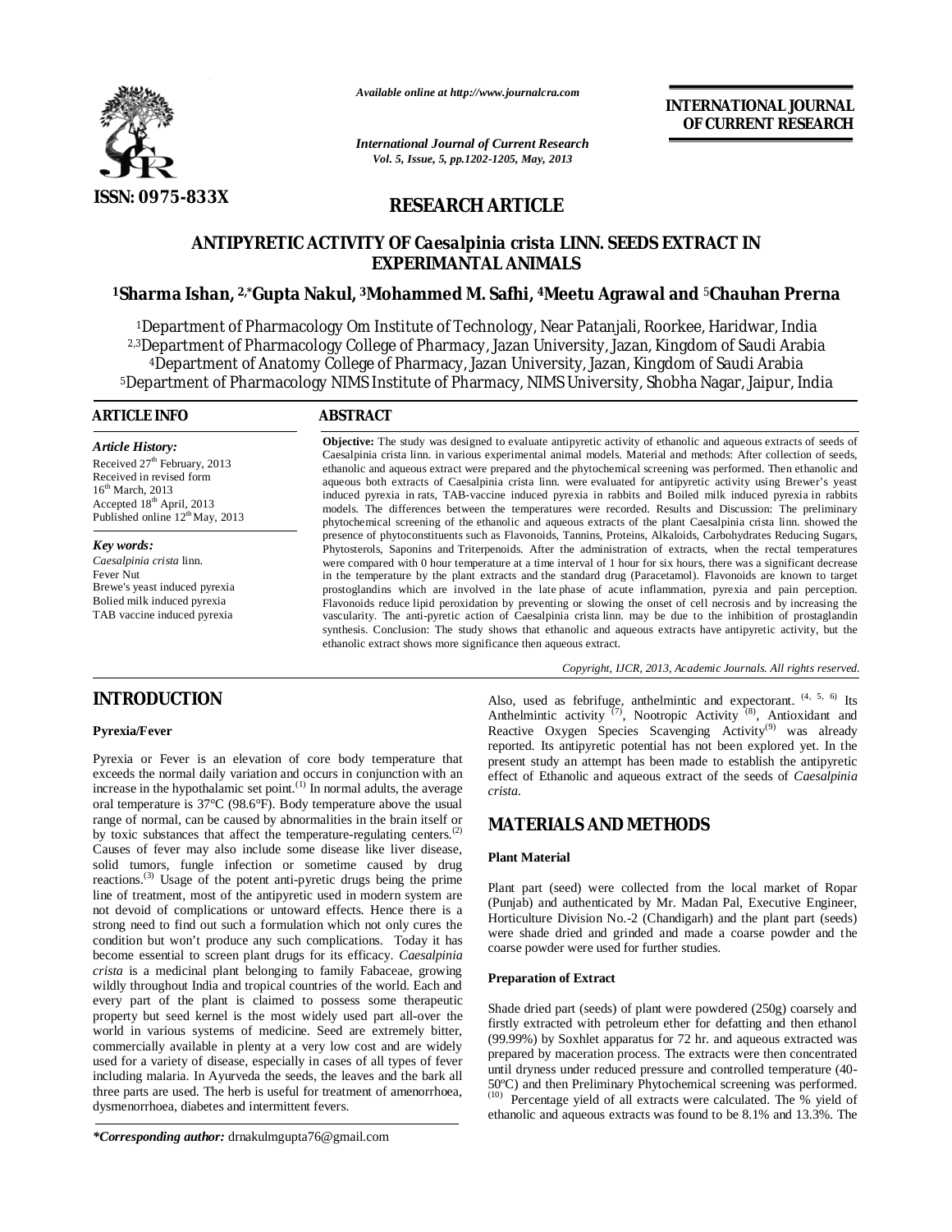Available online at http://www.journalcra.com

**INTERNATIONAL JOURNAL OF CURRENT RESEARCH**

ISSN: 0975-833X

## RESEARCH ARTICLE

# ANTIPYRETIC ACTIVITY OF *Caesalpinia crista* LINN. SEEDS EXTRACT IN EXPERIMANTAL ANIMALS

**[1]Sharma Ishan, [2,*]Gupta Nakul, [3]Mohammed M. Safhi, [4]Meetu Agrawal and [5]Chauhan Prerna**

[1]Department of Pharmacology Om Institute of Technology, Near Patanjali, Roorkee, Haridwar, India
[2,3]Department of Pharmacology College of Pharmacy, Jazan University, Jazan, Kingdom of Saudi Arabia
[4]Department of Anatomy College of Pharmacy, Jazan University, Jazan, Kingdom of Saudi Arabia
[5]Department of Pharmacology NIMS Institute of Pharmacy, NIMS University, Shobha Nagar, Jaipur, India

**ARTICLE INFO**

*Article History:*
Received 27th February, 2013
Received in revised form 16th March, 2013
Accepted 18th April, 2013
Published online 12th May, 2013

*Key words:*
*Caesalpinia crista* linn.
Fever Nut
Brewe's yeast induced pyrexia
Bolied milk induced pyrexia
TAB vaccine induced pyrexia

**ABSTRACT**

**Objective:** The study was designed to evaluate antipyretic activity of ethanolic and aqueous extracts of seeds of Caesalpinia crista linn. in various experimental animal models. Material and methods: After collection of seeds, ethanolic and aqueous extract were prepared and the phytochemical screening was performed. Then ethanolic and aqueous both extracts of Caesalpinia crista linn. were evaluated for antipyretic activity using Brewer's yeast induced pyrexia in rats, TAB-vaccine induced pyrexia in rabbits and Boiled milk induced pyrexia in rabbits models. The differences between the temperatures were recorded. Results and Discussion: The preliminary phytochemical screening of the ethanolic and aqueous extracts of the plant Caesalpinia crista linn. showed the presence of phytoconstituents such as Flavonoids, Tannins, Proteins, Alkaloids, Carbohydrates Reducing Sugars, Phytosterols, Saponins and Triterpenoids. After the administration of extracts, when the rectal temperatures were compared with 0 hour temperature at a time interval of 1 hour for six hours, there was a significant decrease in the temperature by the plant extracts and the standard drug (Paracetamol). Flavonoids are known to target prostoglandins which are involved in the late phase of acute inflammation, pyrexia and pain perception. Flavonoids reduce lipid peroxidation by preventing or slowing the onset of cell necrosis and by increasing the vascularity. The anti-pyretic action of Caesalpinia crista linn. may be due to the inhibition of prostaglandin synthesis. Conclusion: The study shows that ethanolic and aqueous extracts have antipyretic activity, but the ethanolic extract shows more significance then aqueous extract.

*Copyright, IJCR, 2013, Academic Journals. All rights reserved.*

## INTRODUCTION

### Pyrexia/Fever

Pyrexia or Fever is an elevation of core body temperature that exceeds the normal daily variation and occurs in conjunction with an increase in the hypothalamic set point.[1] In normal adults, the average oral temperature is 37°C (98.6°F). Body temperature above the usual range of normal, can be caused by abnormalities in the brain itself or by toxic substances that affect the temperature-regulating centers.[2] Causes of fever may also include some disease like liver disease, solid tumors, fungle infection or sometime caused by drug reactions.[3] Usage of the potent anti-pyretic drugs being the prime line of treatment, most of the antipyretic used in modern system are not devoid of complications or untoward effects. Hence there is a strong need to find out such a formulation which not only cures the condition but won't produce any such complications. Today it has become essential to screen plant drugs for its efficacy. *Caesalpinia crista* is a medicinal plant belonging to family Fabaceae, growing wildly throughout India and tropical countries of the world. Each and every part of the plant is claimed to possess some therapeutic property but seed kernel is the most widely used part all-over the world in various systems of medicine. Seed are extremely bitter, commercially available in plenty at a very low cost and are widely used for a variety of disease, especially in cases of all types of fever including malaria. In Ayurveda the seeds, the leaves and the bark all three parts are used. The herb is useful for treatment of amenorrhoea, dysmenorrhoea, diabetes and intermittent fevers.

Also, used as febrifuge, anthelmintic and expectorant. [4, 5, 6] Its Anthelmintic activity [7], Nootropic Activity [8], Antioxidant and Reactive Oxygen Species Scavenging Activity[9] was already reported. Its antipyretic potential has not been explored yet. In the present study an attempt has been made to establish the antipyretic effect of Ethanolic and aqueous extract of the seeds of *Caesalpinia crista*.

## MATERIALS AND METHODS

### Plant Material

Plant part (seed) were collected from the local market of Ropar (Punjab) and authenticated by Mr. Madan Pal, Executive Engineer, Horticulture Division No.-2 (Chandigarh) and the plant part (seeds) were shade dried and grinded and made a coarse powder and the coarse powder were used for further studies.

### Preparation of Extract

Shade dried part (seeds) of plant were powdered (250g) coarsely and firstly extracted with petroleum ether for defatting and then ethanol (99.99%) by Soxhlet apparatus for 72 hr. and aqueous extracted was prepared by maceration process. The extracts were then concentrated until dryness under reduced pressure and controlled temperature (40-50ºC) and then Preliminary Phytochemical screening was performed. [10] Percentage yield of all extracts were calculated. The % yield of ethanolic and aqueous extracts was found to be 8.1% and 13.3%. The

*Corresponding author: drnakulmgupta76@gmail.com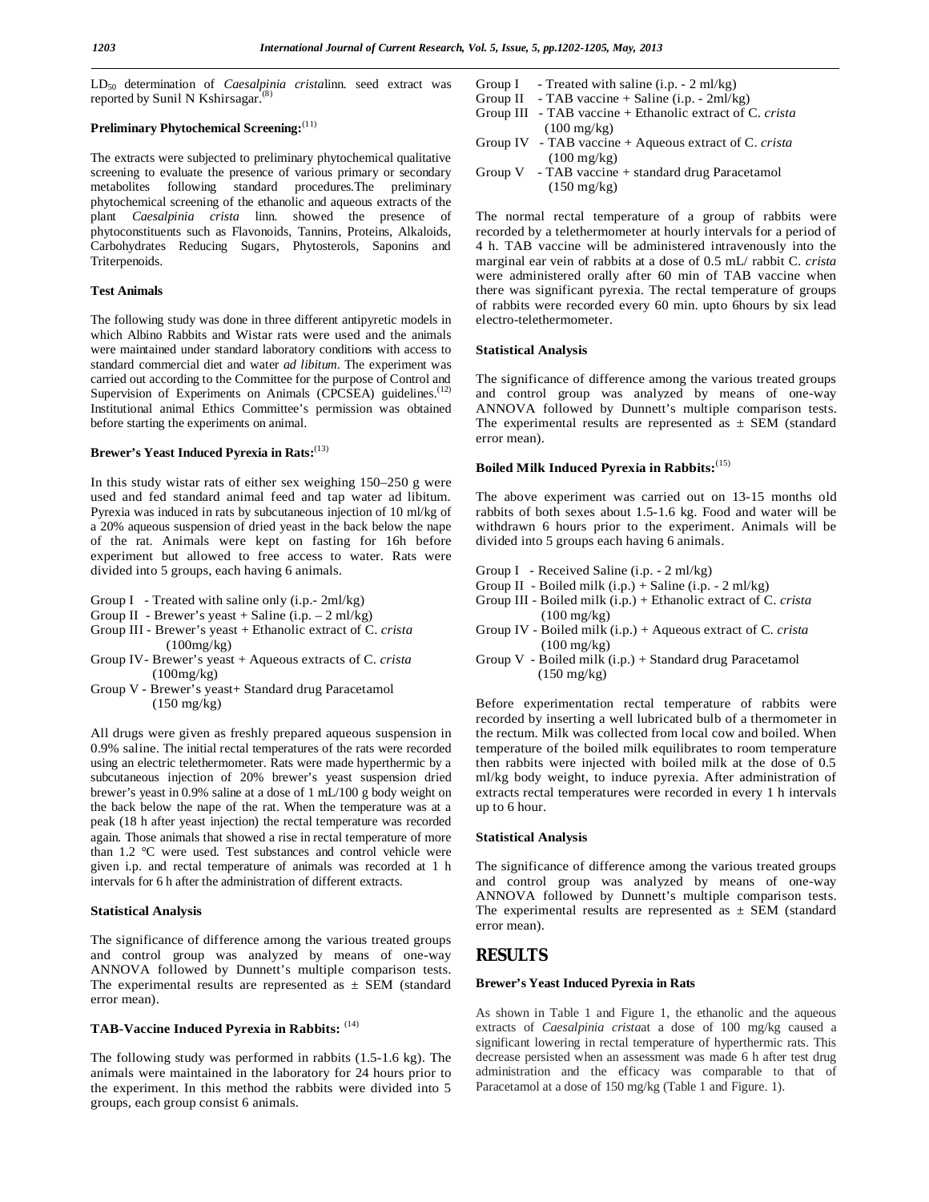LD$_{50}$ determination of *Caesalpinia crista*linn. seed extract was reported by Sunil N Kshirsagar.[8]

### Preliminary Phytochemical Screening:[11]

The extracts were subjected to preliminary phytochemical qualitative screening to evaluate the presence of various primary or secondary metabolites following standard procedures.The preliminary phytochemical screening of the ethanolic and aqueous extracts of the plant *Caesalpinia crista* linn. showed the presence of phytoconstituents such as Flavonoids, Tannins, Proteins, Alkaloids, Carbohydrates Reducing Sugars, Phytosterols, Saponins and Triterpenoids.

### Test Animals

The following study was done in three different antipyretic models in which Albino Rabbits and Wistar rats were used and the animals were maintained under standard laboratory conditions with access to standard commercial diet and water *ad libitum*. The experiment was carried out according to the Committee for the purpose of Control and Supervision of Experiments on Animals (CPCSEA) guidelines.[12] Institutional animal Ethics Committee's permission was obtained before starting the experiments on animal.

### Brewer's Yeast Induced Pyrexia in Rats:[13]

In this study wistar rats of either sex weighing 150–250 g were used and fed standard animal feed and tap water ad libitum. Pyrexia was induced in rats by subcutaneous injection of 10 ml/kg of a 20% aqueous suspension of dried yeast in the back below the nape of the rat. Animals were kept on fasting for 16h before experiment but allowed to free access to water. Rats were divided into 5 groups, each having 6 animals.

Group I - Treated with saline only (i.p.- 2ml/kg)
Group II - Brewer's yeast + Saline (i.p. – 2 ml/kg)
Group III - Brewer's yeast + Ethanolic extract of C. *crista* (100mg/kg)
Group IV- Brewer's yeast + Aqueous extracts of C. *crista* (100mg/kg)
Group V - Brewer's yeast+ Standard drug Paracetamol (150 mg/kg)

All drugs were given as freshly prepared aqueous suspension in 0.9% saline. The initial rectal temperatures of the rats were recorded using an electric telethermometer. Rats were made hyperthermic by a subcutaneous injection of 20% brewer's yeast suspension dried brewer's yeast in 0.9% saline at a dose of 1 mL/100 g body weight on the back below the nape of the rat. When the temperature was at a peak (18 h after yeast injection) the rectal temperature was recorded again. Those animals that showed a rise in rectal temperature of more than 1.2 °C were used. Test substances and control vehicle were given i.p. and rectal temperature of animals was recorded at 1 h intervals for 6 h after the administration of different extracts.

### Statistical Analysis

The significance of difference among the various treated groups and control group was analyzed by means of one-way ANNOVA followed by Dunnett's multiple comparison tests. The experimental results are represented as ± SEM (standard error mean).

### TAB-Vaccine Induced Pyrexia in Rabbits: [14]

The following study was performed in rabbits (1.5-1.6 kg). The animals were maintained in the laboratory for 24 hours prior to the experiment. In this method the rabbits were divided into 5 groups, each group consist 6 animals.

Group I - Treated with saline (i.p. - 2 ml/kg)
Group II - TAB vaccine + Saline (i.p. - 2ml/kg)
Group III - TAB vaccine + Ethanolic extract of C. *crista* (100 mg/kg)
Group IV - TAB vaccine + Aqueous extract of C. *crista* (100 mg/kg)
Group V - TAB vaccine + standard drug Paracetamol (150 mg/kg)

The normal rectal temperature of a group of rabbits were recorded by a telethermometer at hourly intervals for a period of 4 h. TAB vaccine will be administered intravenously into the marginal ear vein of rabbits at a dose of 0.5 mL/ rabbit C. *crista* were administered orally after 60 min of TAB vaccine when there was significant pyrexia. The rectal temperature of groups of rabbits were recorded every 60 min. upto 6hours by six lead electro-telethermometer.

### Statistical Analysis

The significance of difference among the various treated groups and control group was analyzed by means of one-way ANNOVA followed by Dunnett's multiple comparison tests. The experimental results are represented as ± SEM (standard error mean).

### Boiled Milk Induced Pyrexia in Rabbits:[15]

The above experiment was carried out on 13-15 months old rabbits of both sexes about 1.5-1.6 kg. Food and water will be withdrawn 6 hours prior to the experiment. Animals will be divided into 5 groups each having 6 animals.

Group I - Received Saline (i.p. - 2 ml/kg)
Group II - Boiled milk (i.p.) + Saline (i.p. - 2 ml/kg)
Group III - Boiled milk (i.p.) + Ethanolic extract of C. *crista* (100 mg/kg)
Group IV - Boiled milk (i.p.) + Aqueous extract of C. *crista* (100 mg/kg)
Group V - Boiled milk (i.p.) + Standard drug Paracetamol (150 mg/kg)

Before experimentation rectal temperature of rabbits were recorded by inserting a well lubricated bulb of a thermometer in the rectum. Milk was collected from local cow and boiled. When temperature of the boiled milk equilibrates to room temperature then rabbits were injected with boiled milk at the dose of 0.5 ml/kg body weight, to induce pyrexia. After administration of extracts rectal temperatures were recorded in every 1 h intervals up to 6 hour.

### Statistical Analysis

The significance of difference among the various treated groups and control group was analyzed by means of one-way ANNOVA followed by Dunnett's multiple comparison tests. The experimental results are represented as ± SEM (standard error mean).

## RESULTS

### Brewer's Yeast Induced Pyrexia in Rats

As shown in Table 1 and Figure 1, the ethanolic and the aqueous extracts of *Caesalpinia crista*at a dose of 100 mg/kg caused a significant lowering in rectal temperature of hyperthermic rats. This decrease persisted when an assessment was made 6 h after test drug administration and the efficacy was comparable to that of Paracetamol at a dose of 150 mg/kg (Table 1 and Figure. 1).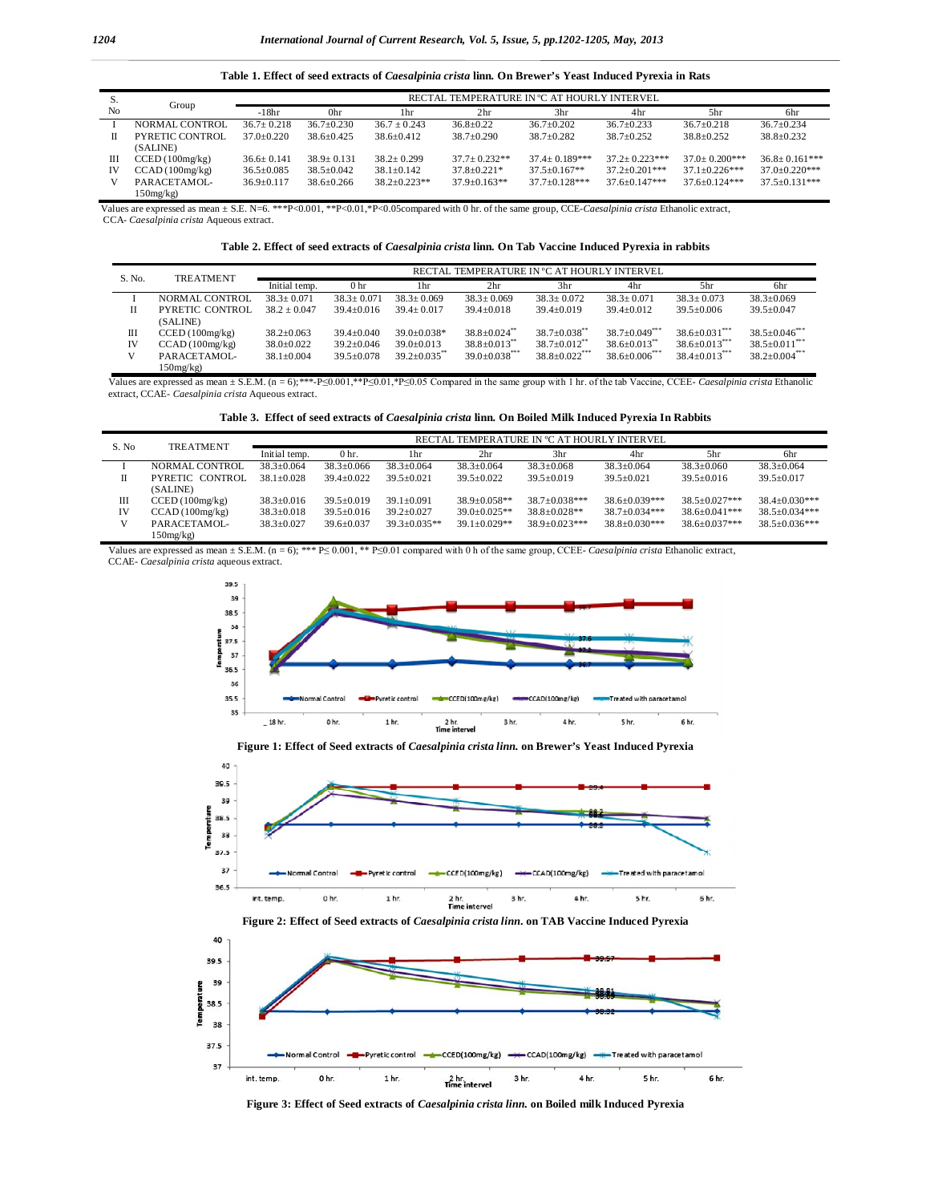**Table 1. Effect of seed extracts of *Caesalpinia crista* linn. On Brewer's Yeast Induced Pyrexia in Rats**

| S. No | Group | RECTAL TEMPERATURE IN °C AT HOURLY INTERVEL | | | | | | | |
|---|---|---|---|---|---|---|---|---|---|
| | | -18hr | 0hr | 1hr | 2hr | 3hr | 4hr | 5hr | 6hr |
| I | NORMAL CONTROL | 36.7± 0.218 | 36.7±0.230 | 36.7 ± 0.243 | 36.8±0.22 | 36.7±0.202 | 36.7±0.233 | 36.7±0.218 | 36.7±0.234 |
| II | PYRETIC CONTROL (SALINE) | 37.0±0.220 | 38.6±0.425 | 38.6±0.412 | 38.7±0.290 | 38.7±0.282 | 38.7±0.252 | 38.8±0.252 | 38.8±0.232 |
| III | CCED (100mg/kg) | 36.6± 0.141 | 38.9± 0.131 | 38.2± 0.299 | 37.7± 0.232** | 37.4± 0.189*** | 37.2± 0.223*** | 37.0± 0.200*** | 36.8± 0.161*** |
| IV | CCAD (100mg/kg) | 36.5±0.085 | 38.5±0.042 | 38.1±0.142 | 37.8±0.221* | 37.5±0.167** | 37.2±0.201*** | 37.1±0.226*** | 37.0±0.220*** |
| V | PARACETAMOL-150mg/kg) | 36.9±0.117 | 38.6±0.266 | 38.2±0.223** | 37.9±0.163** | 37.7±0.128*** | 37.6±0.147*** | 37.6±0.124*** | 37.5±0.131*** |

Values are expressed as mean ± S.E. N=6. ***P<0.001, **P<0.01,*P<0.05compared with 0 hr. of the same group, CCE-*Caesalpinia crista* Ethanolic extract, CCA- *Caesalpinia crista* Aqueous extract.

**Table 2. Effect of seed extracts of *Caesalpinia crista* linn. On Tab Vaccine Induced Pyrexia in rabbits**

| S. No. | TREATMENT | RECTAL TEMPERATURE IN °C AT HOURLY INTERVEL | | | | | | | |
|---|---|---|---|---|---|---|---|---|---|
| | | Initial temp. | 0 hr | 1hr | 2hr | 3hr | 4hr | 5hr | 6hr |
| I | NORMAL CONTROL | 38.3± 0.071 | 38.3± 0.071 | 38.3± 0.069 | 38.3± 0.069 | 38.3± 0.072 | 38.3± 0.071 | 38.3± 0.073 | 38.3±0.069 |
| II | PYRETIC CONTROL (SALINE) | 38.2 ± 0.047 | 39.4±0.016 | 39.4± 0.017 | 39.4±0.018 | 39.4±0.019 | 39.4±0.012 | 39.5±0.006 | 39.5±0.047 |
| III | CCED (100mg/kg) | 38.2±0.063 | 39.4±0.040 | 39.0±0.038* | 38.8±0.024** | 38.7±0.038** | 38.7±0.049*** | 38.6±0.031*** | 38.5±0.046*** |
| IV | CCAD (100mg/kg) | 38.0±0.022 | 39.2±0.046 | 39.0±0.013 | 38.8±0.013** | 38.7±0.012** | 38.6±0.013** | 38.6±0.013*** | 38.5±0.011*** |
| V | PARACETAMOL-150mg/kg) | 38.1±0.004 | 39.5±0.078 | 39.2±0.035** | 39.0±0.038*** | 38.8±0.022*** | 38.6±0.006*** | 38.4±0.013*** | 38.2±0.004*** |

Values are expressed as mean ± S.E.M. (n = 6);***-P≤0.001,**P≤0.01,*P≤0.05 Compared in the same group with 1 hr. of the tab Vaccine, CCEE- *Caesalpinia crista* Ethanolic extract, CCAE- *Caesalpinia crista* Aqueous extract.

**Table 3. Effect of seed extracts of *Caesalpinia crista* linn. On Boiled Milk Induced Pyrexia In Rabbits**

| S. No | TREATMENT | RECTAL TEMPERATURE IN °C AT HOURLY INTERVEL | | | | | | | |
|---|---|---|---|---|---|---|---|---|---|
| | | Initial temp. | 0 hr. | 1hr | 2hr | 3hr | 4hr | 5hr | 6hr |
| I | NORMAL CONTROL | 38.3±0.064 | 38.3±0.066 | 38.3±0.064 | 38.3±0.064 | 38.3±0.068 | 38.3±0.064 | 38.3±0.060 | 38.3±0.064 |
| II | PYRETIC CONTROL (SALINE) | 38.1±0.028 | 39.4±0.022 | 39.5±0.021 | 39.5±0.022 | 39.5±0.019 | 39.5±0.021 | 39.5±0.016 | 39.5±0.017 |
| III | CCED (100mg/kg) | 38.3±0.016 | 39.5±0.019 | 39.1±0.091 | 38.9±0.058** | 38.7±0.038*** | 38.6±0.039*** | 38.5±0.027*** | 38.4±0.030*** |
| IV | CCAD (100mg/kg) | 38.3±0.018 | 39.5±0.016 | 39.2±0.027 | 39.0±0.025** | 38.8±0.028** | 38.7±0.034*** | 38.6±0.041*** | 38.5±0.034*** |
| V | PARACETAMOL-150mg/kg) | 38.3±0.027 | 39.6±0.037 | 39.3±0.035** | 39.1±0.029** | 38.9±0.023*** | 38.8±0.030*** | 38.6±0.037*** | 38.5±0.036*** |

Values are expressed as mean ± S.E.M. (n = 6); *** P≤ 0.001, ** P≤0.01 compared with 0 h of the same group, CCEE- *Caesalpinia crista* Ethanolic extract, CCAE- *Caesalpinia crista* aqueous extract.

**Figure 1: Effect of Seed extracts of *Caesalpinia crista linn.* on Brewer's Yeast Induced Pyrexia**

**Figure 2: Effect of Seed extracts of *Caesalpinia crista linn*. on TAB Vaccine Induced Pyrexia**

**Figure 3: Effect of Seed extracts of *Caesalpinia crista linn.* on Boiled milk Induced Pyrexia**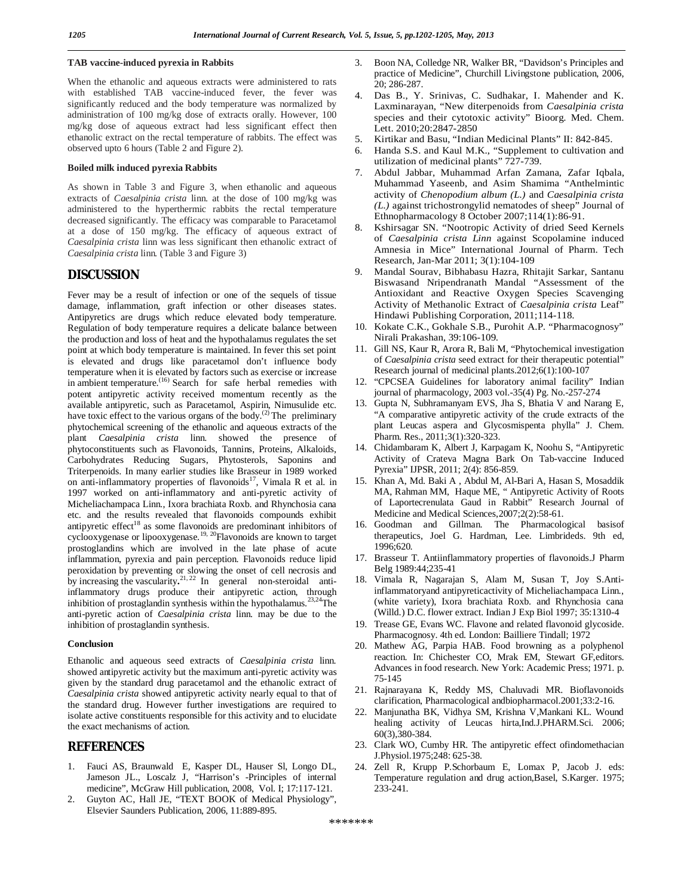### TAB vaccine-induced pyrexia in Rabbits

When the ethanolic and aqueous extracts were administered to rats with established TAB vaccine-induced fever, the fever was significantly reduced and the body temperature was normalized by administration of 100 mg/kg dose of extracts orally. However, 100 mg/kg dose of aqueous extract had less significant effect then ethanolic extract on the rectal temperature of rabbits. The effect was observed upto 6 hours (Table 2 and Figure 2).

### Boiled milk induced pyrexia Rabbits

As shown in Table 3 and Figure 3, when ethanolic and aqueous extracts of *Caesalpinia crista* linn. at the dose of 100 mg/kg was administered to the hyperthermic rabbits the rectal temperature decreased significantly. The efficacy was comparable to Paracetamol at a dose of 150 mg/kg. The efficacy of aqueous extract of *Caesalpinia crista* linn was less significant then ethanolic extract of *Caesalpinia crista* linn. (Table 3 and Figure 3)

## DISCUSSION

Fever may be a result of infection or one of the sequels of tissue damage, inflammation, graft infection or other diseases states. Antipyretics are drugs which reduce elevated body temperature. Regulation of body temperature requires a delicate balance between the production and loss of heat and the hypothalamus regulates the set point at which body temperature is maintained. In fever this set point is elevated and drugs like paracetamol don't influence body temperature when it is elevated by factors such as exercise or increase in ambient temperature.[(16)] Search for safe herbal remedies with potent antipyretic activity received momentum recently as the available antipyretic, such as Paracetamol, Aspirin, Nimusulide etc. have toxic effect to the various organs of the body.[(2)] The preliminary phytochemical screening of the ethanolic and aqueous extracts of the plant *Caesalpinia crista* linn. showed the presence of phytoconstituents such as Flavonoids, Tannins, Proteins, Alkaloids, Carbohydrates Reducing Sugars, Phytosterols, Saponins and Triterpenoids. In many earlier studies like Brasseur in 1989 worked on anti-inflammatory properties of flavonoids[17], Vimala R et al. in 1997 worked on anti-inflammatory and anti-pyretic activity of Micheliachampaca Linn., Ixora brachiata Roxb. and Rhynchosia cana etc. and the results revealed that flavonoids compounds exhibit antipyretic effect[18] as some flavonoids are predominant inhibitors of cyclooxygenase or lipooxygenase.[19, 20] Flavonoids are known to target prostoglandins which are involved in the late phase of acute inflammation, pyrexia and pain perception. Flavonoids reduce lipid peroxidation by preventing or slowing the onset of cell necrosis and by increasing the vascularity.[21, 22] In general non-steroidal anti-inflammatory drugs produce their antipyretic action, through inhibition of prostaglandin synthesis within the hypothalamus.[23,24] The anti-pyretic action of *Caesalpinia crista* linn. may be due to the inhibition of prostaglandin synthesis.

### Conclusion

Ethanolic and aqueous seed extracts of *Caesalpinia crista* linn. showed antipyretic activity but the maximum anti-pyretic activity was given by the standard drug paracetamol and the ethanolic extract of *Caesalpinia crista* showed antipyretic activity nearly equal to that of the standard drug. However further investigations are required to isolate active constituents responsible for this activity and to elucidate the exact mechanisms of action.

## REFERENCES

1. Fauci AS, Braunwald E, Kasper DL, Hauser Sl, Longo DL, Jameson JL., Loscalz J, "Harrison's -Principles of internal medicine", McGraw Hill publication, 2008, Vol. I; 17:117-121.
2. Guyton AC, Hall JE, "TEXT BOOK of Medical Physiology", Elsevier Saunders Publication, 2006, 11:889-895.
3. Boon NA, Colledge NR, Walker BR, "Davidson's Principles and practice of Medicine", Churchill Livingstone publication, 2006, 20; 286-287.
4. Das B., Y. Srinivas, C. Sudhakar, I. Mahender and K. Laxminarayan, "New diterpenoids from *Caesalpinia crista* species and their cytotoxic activity" Bioorg. Med. Chem. Lett. 2010;20:2847-2850
5. Kirtikar and Basu, "Indian Medicinal Plants" II: 842-845.
6. Handa S.S. and Kaul M.K., "Supplement to cultivation and utilization of medicinal plants" 727-739.
7. Abdul Jabbar, Muhammad Arfan Zamana, Zafar Iqbala, Muhammad Yaseenb, and Asim Shamima "Anthelmintic activity of *Chenopodium album (L.)* and *Caesalpinia crista (L.)* against trichostrongylid nematodes of sheep" Journal of Ethnopharmacology 8 October 2007;114(1):86-91.
8. Kshirsagar SN. "Nootropic Activity of dried Seed Kernels of *Caesalpinia crista Linn* against Scopolamine induced Amnesia in Mice" International Journal of Pharm. Tech Research, Jan-Mar 2011; 3(1):104-109
9. Mandal Sourav, Bibhabasu Hazra, Rhitajit Sarkar, Santanu Biswasand Nripendranath Mandal "Assessment of the Antioxidant and Reactive Oxygen Species Scavenging Activity of Methanolic Extract of *Caesalpinia crista* Leaf" Hindawi Publishing Corporation, 2011;114-118.
10. Kokate C.K., Gokhale S.B., Purohit A.P. "Pharmacognosy" Nirali Prakashan, 39:106-109.
11. Gill NS, Kaur R, Arora R, Bali M, "Phytochemical investigation of *Caesalpinia crista* seed extract for their therapeutic potential" Research journal of medicinal plants.2012;6(1):100-107
12. "CPCSEA Guidelines for laboratory animal facility" Indian journal of pharmacology, 2003 vol.-35(4) Pg. No.-257-274
13. Gupta N, Subhramanyam EVS, Jha S, Bhatia V and Narang E, "A comparative antipyretic activity of the crude extracts of the plant Leucas aspera and Glycosmispenta phylla" J. Chem. Pharm. Res., 2011;3(1):320-323.
14. Chidambaram K, Albert J, Karpagam K, Noohu S, "Antipyretic Activity of Crateva Magna Bark On Tab-vaccine Induced Pyrexia" IJPSR, 2011; 2(4): 856-859.
15. Khan A, Md. Baki A , Abdul M, Al-Bari A, Hasan S, Mosaddik MA, Rahman MM, Haque ME, " Antipyretic Activity of Roots of Laportecrenulata Gaud in Rabbit" Research Journal of Medicine and Medical Sciences,2007;2(2):58-61.
16. Goodman and Gillman. The Pharmacological basisof therapeutics, Joel G. Hardman, Lee. Limbrideds. 9th ed, 1996;620.
17. Brasseur T. Antiinflammatory properties of flavonoids.J Pharm Belg 1989:44;235-41
18. Vimala R, Nagarajan S, Alam M, Susan T, Joy S.Anti-inflammatoryand antipyreticactivity of Micheliachampaca Linn., (white variety), Ixora brachiata Roxb. and Rhynchosia cana (Willd.) D.C. flower extract. Indian J Exp Biol 1997; 35:1310-4
19. Trease GE, Evans WC. Flavone and related flavonoid glycoside. Pharmacognosy. 4th ed. London: Bailliere Tindall; 1972
20. Mathew AG, Parpia HAB. Food browning as a polyphenol reaction. In: Chichester CO, Mrak EM, Stewart GF,editors. Advances in food research. New York: Academic Press; 1971. p. 75-145
21. Rajnarayana K, Reddy MS, Chaluvadi MR. Bioflavonoids clarification, Pharmacological andbiopharmacol.2001;33:2-16.
22. Manjunatha BK, Vidhya SM, Krishna V,Mankani KL. Wound healing activity of Leucas hirta,Ind.J.PHARM.Sci. 2006; 60(3),380-384.
23. Clark WO, Cumby HR. The antipyretic effect ofindomethacian J.Physiol.1975;248: 625-38.
24. Zell R, Krupp P.Schorbaum E, Lomax P, Jacob J. eds: Temperature regulation and drug action,Basel, S.Karger. 1975; 233-241.

\*\*\*\*\*\*\*